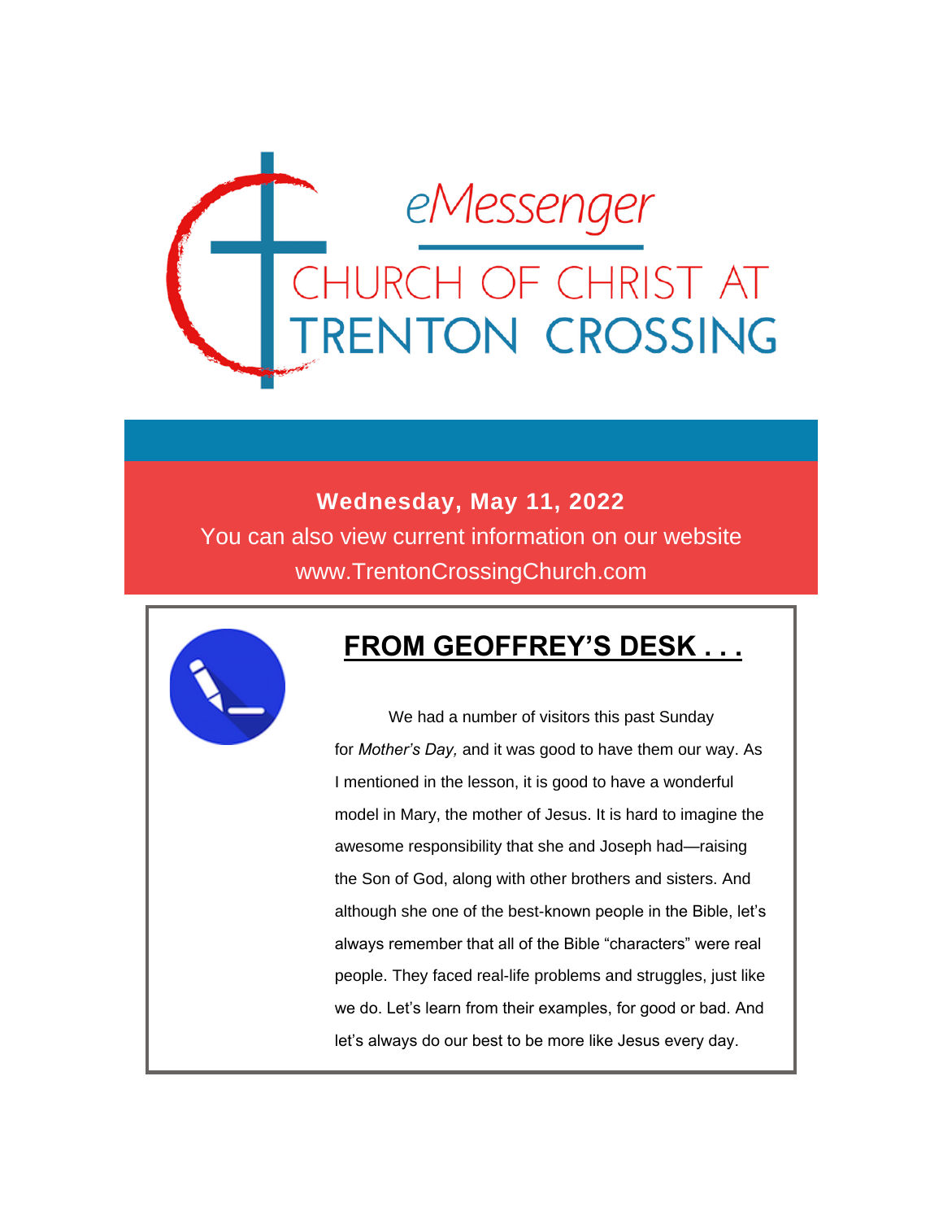# eMessenger

## CHURCH OF CHRIST AT TRENTON CROSSING

**Wednesday, May 11, 2022**

You can also view current information on our website

www.TrentonCrossingChurch.com

## FROM GEOFFREY'S DESK . . .

We had a number of visitors this past Sunday for *Mother's Day,* and it was good to have them our way. As I mentioned in the lesson, it is good to have a wonderful model in Mary, the mother of Jesus. It is hard to imagine the awesome responsibility that she and Joseph had—raising the Son of God, along with other brothers and sisters. And although she one of the best-known people in the Bible, let's always remember that all of the Bible "characters" were real people. They faced real-life problems and struggles, just like we do. Let's learn from their examples, for good or bad. And let's always do our best to be more like Jesus every day.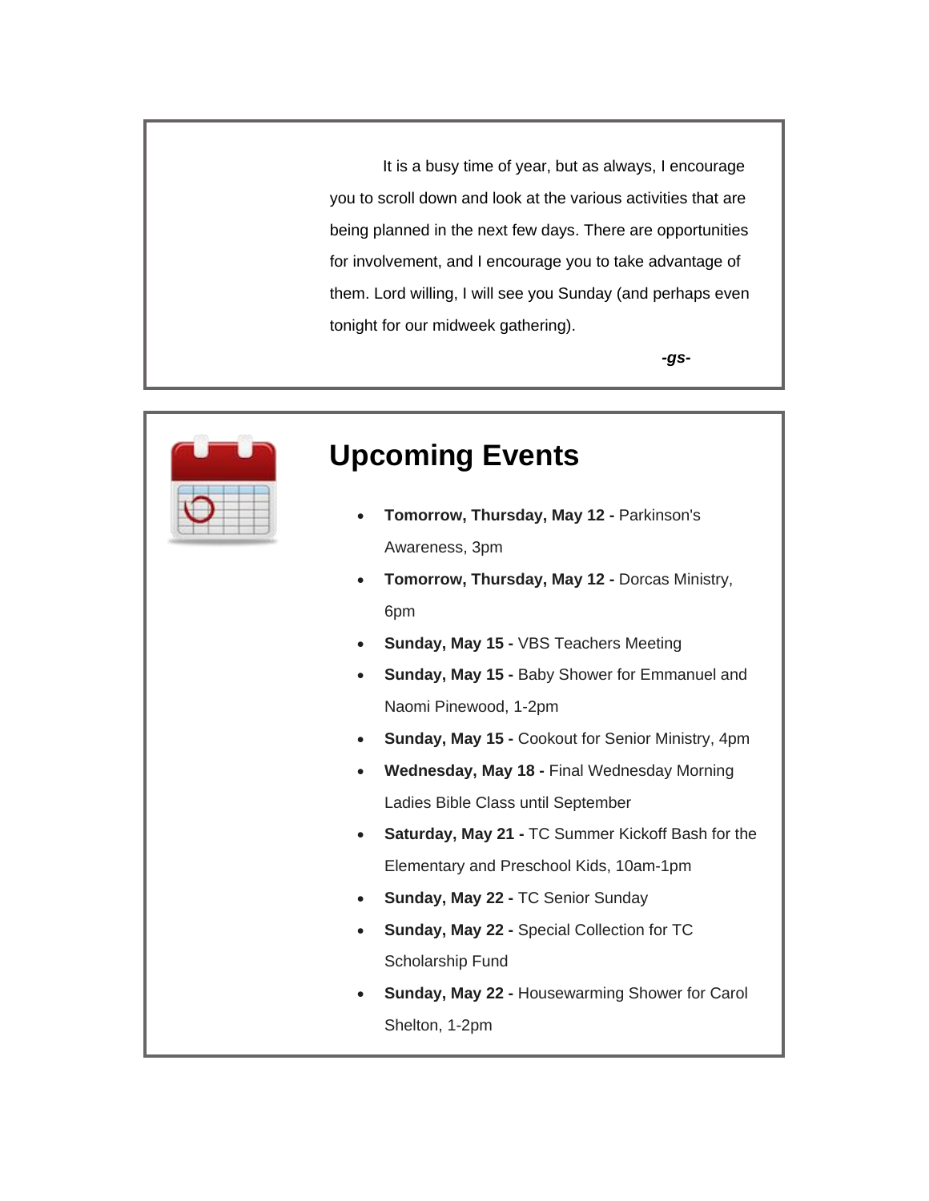It is a busy time of year, but as always, I encourage you to scroll down and look at the various activities that are being planned in the next few days. There are opportunities for involvement, and I encourage you to take advantage of them. Lord willing, I will see you Sunday (and perhaps even tonight for our midweek gathering).

***-gs-***

## Upcoming Events

- **Tomorrow, Thursday, May 12 -** Parkinson's Awareness, 3pm
- **Tomorrow, Thursday, May 12 -** Dorcas Ministry, 6pm
- **Sunday, May 15 -** VBS Teachers Meeting
- **Sunday, May 15 -** Baby Shower for Emmanuel and Naomi Pinewood, 1-2pm
- **Sunday, May 15 -** Cookout for Senior Ministry, 4pm
- **Wednesday, May 18 -** Final Wednesday Morning Ladies Bible Class until September
- **Saturday, May 21 -** TC Summer Kickoff Bash for the Elementary and Preschool Kids, 10am-1pm
- **Sunday, May 22 -** TC Senior Sunday
- **Sunday, May 22 -** Special Collection for TC Scholarship Fund
- **Sunday, May 22 -** Housewarming Shower for Carol Shelton, 1-2pm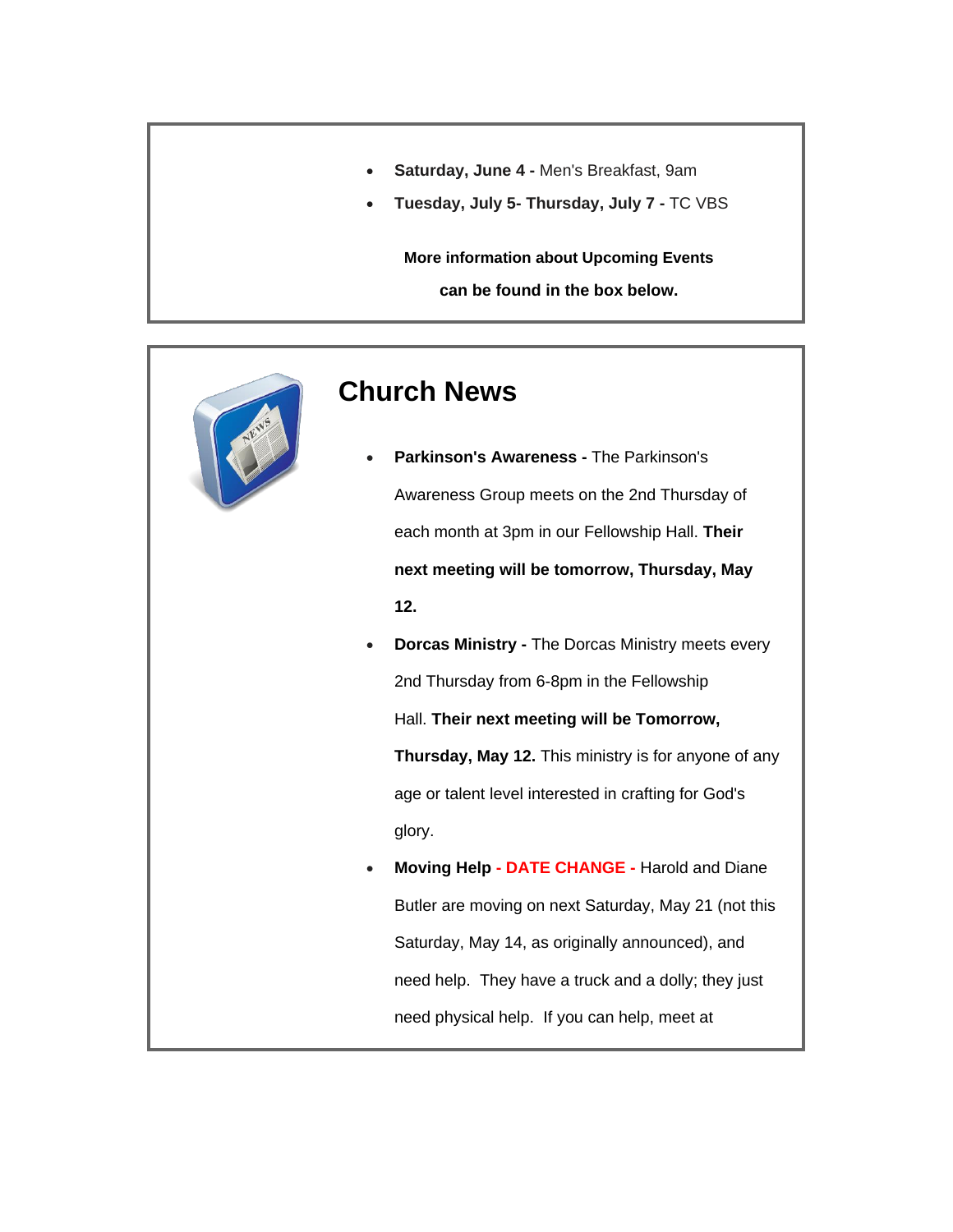- **Saturday, June 4 -** Men's Breakfast, 9am
- **Tuesday, July 5- Thursday, July 7 -** TC VBS

**More information about Upcoming Events**

**can be found in the box below.**

## Church News

- **Parkinson's Awareness -** The Parkinson's Awareness Group meets on the 2nd Thursday of each month at 3pm in our Fellowship Hall. **Their next meeting will be tomorrow, Thursday, May 12.**
- **Dorcas Ministry -** The Dorcas Ministry meets every 2nd Thursday from 6-8pm in the Fellowship Hall. **Their next meeting will be Tomorrow, Thursday, May 12.** This ministry is for anyone of any age or talent level interested in crafting for God's glory.
- **Moving Help - DATE CHANGE -** Harold and Diane Butler are moving on next Saturday, May 21 (not this Saturday, May 14, as originally announced), and need help. They have a truck and a dolly; they just need physical help. If you can help, meet at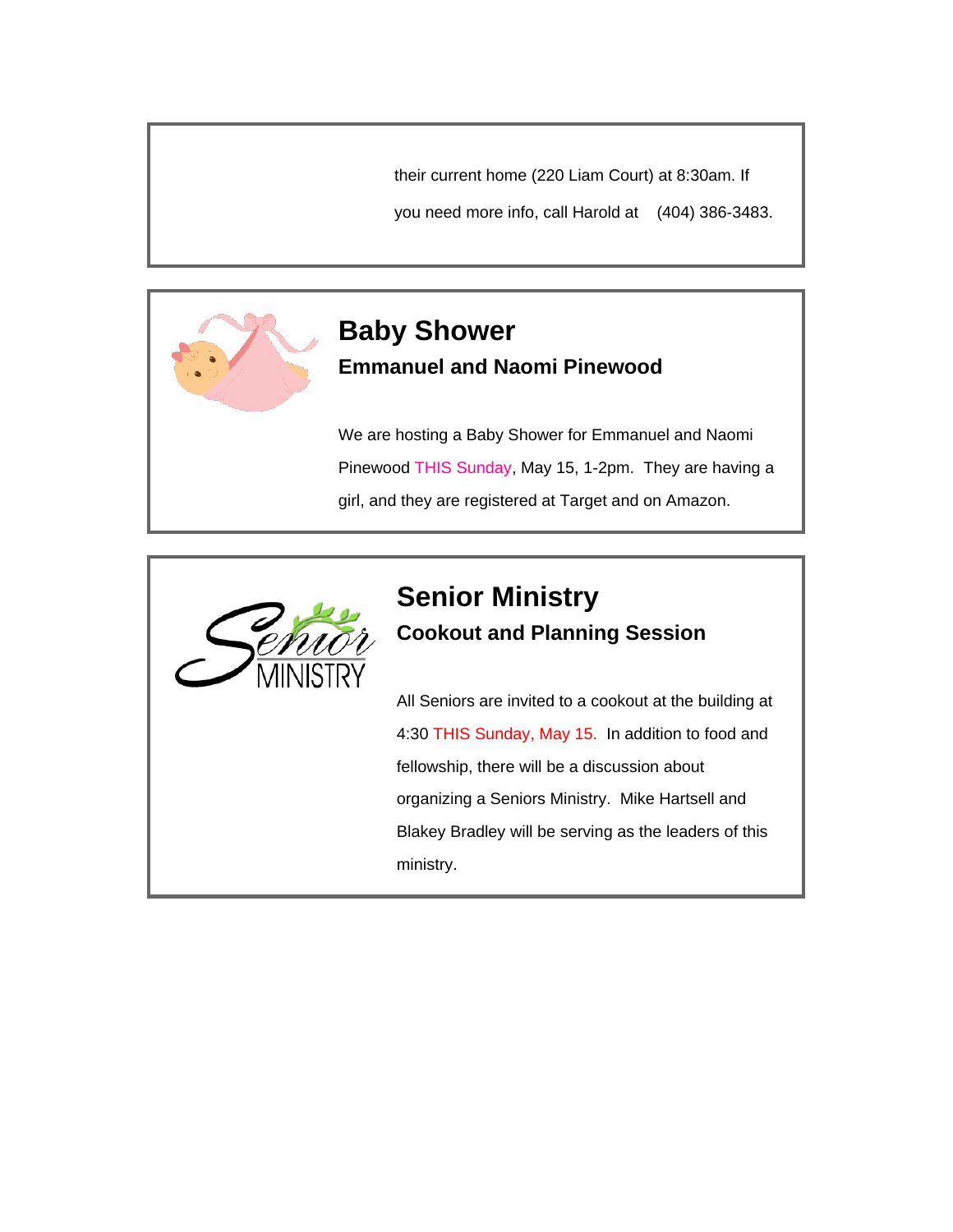their current home (220 Liam Court) at 8:30am. If you need more info, call Harold at (404) 386-3483.

## Baby Shower

### Emmanuel and Naomi Pinewood

We are hosting a Baby Shower for Emmanuel and Naomi Pinewood THIS Sunday, May 15, 1-2pm. They are having a girl, and they are registered at Target and on Amazon.

## Senior Ministry

### Cookout and Planning Session

All Seniors are invited to a cookout at the building at 4:30 THIS Sunday, May 15. In addition to food and fellowship, there will be a discussion about organizing a Seniors Ministry. Mike Hartsell and Blakey Bradley will be serving as the leaders of this ministry.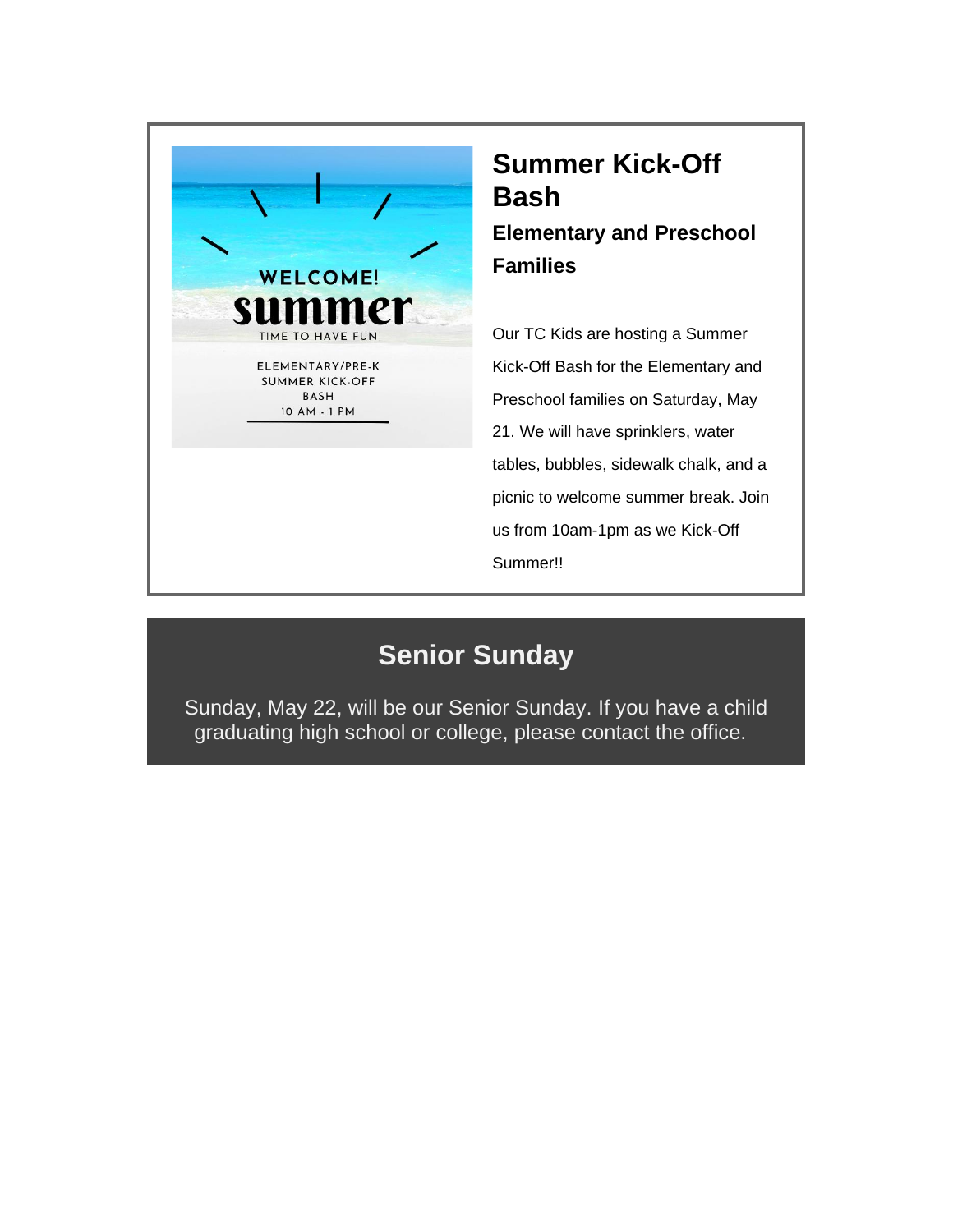## Summer Kick-Off Bash

### Elementary and Preschool Families

Our TC Kids are hosting a Summer Kick-Off Bash for the Elementary and Preschool families on Saturday, May 21. We will have sprinklers, water tables, bubbles, sidewalk chalk, and a picnic to welcome summer break. Join us from 10am-1pm as we Kick-Off Summer!!

## Senior Sunday

Sunday, May 22, will be our Senior Sunday. If you have a child graduating high school or college, please contact the office.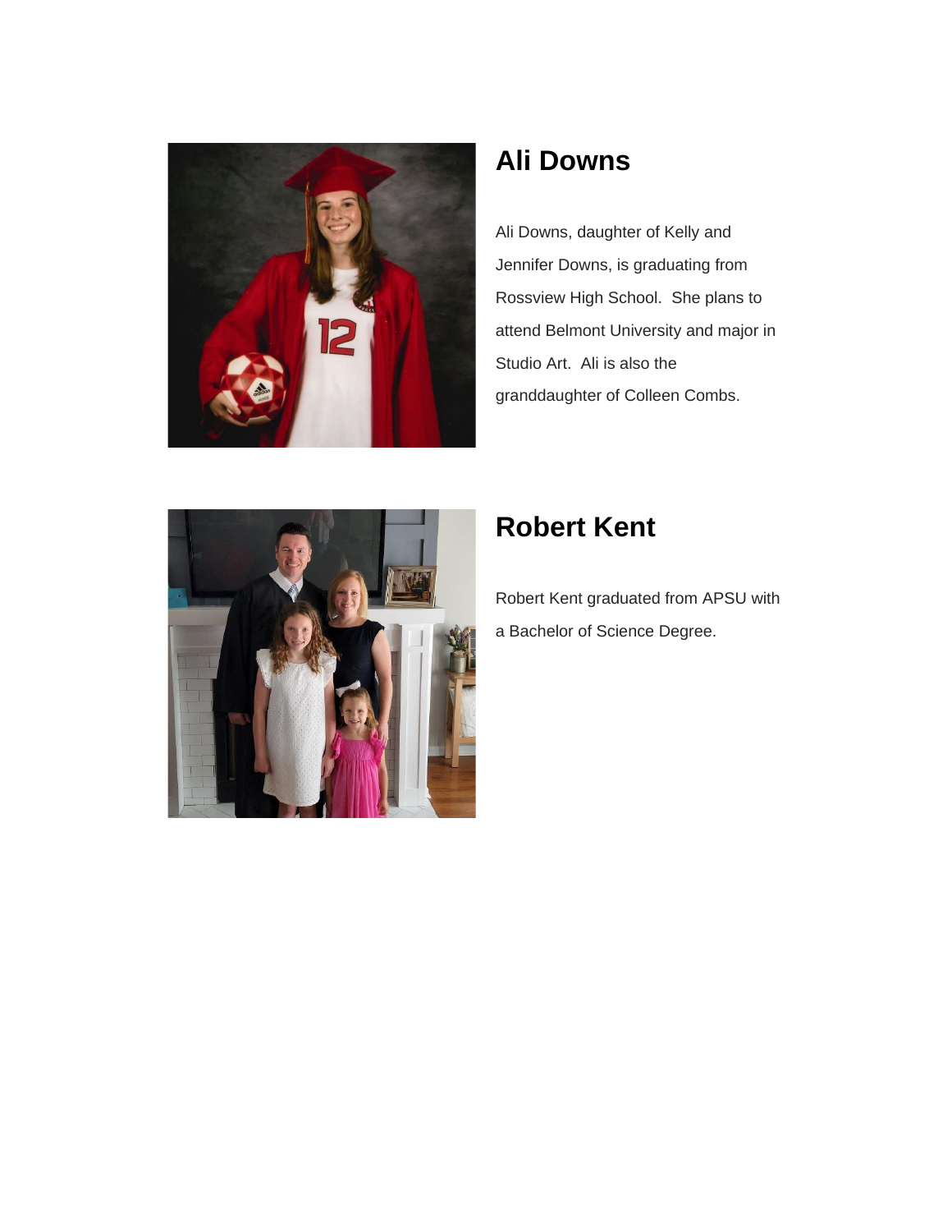## Ali Downs

Ali Downs, daughter of Kelly and Jennifer Downs, is graduating from Rossview High School.  She plans to attend Belmont University and major in Studio Art.  Ali is also the granddaughter of Colleen Combs.

## Robert Kent

Robert Kent graduated from APSU with a Bachelor of Science Degree.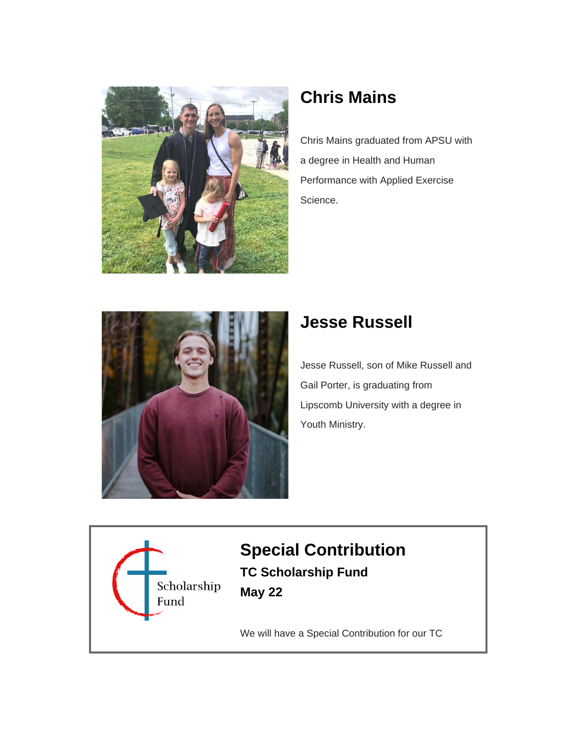## Chris Mains

Chris Mains graduated from APSU with a degree in Health and Human Performance with Applied Exercise Science.

## Jesse Russell

Jesse Russell, son of Mike Russell and Gail Porter, is graduating from Lipscomb University with a degree in Youth Ministry.

Scholarship Fund

## Special Contribution

**TC Scholarship Fund**

**May 22**

We will have a Special Contribution for our TC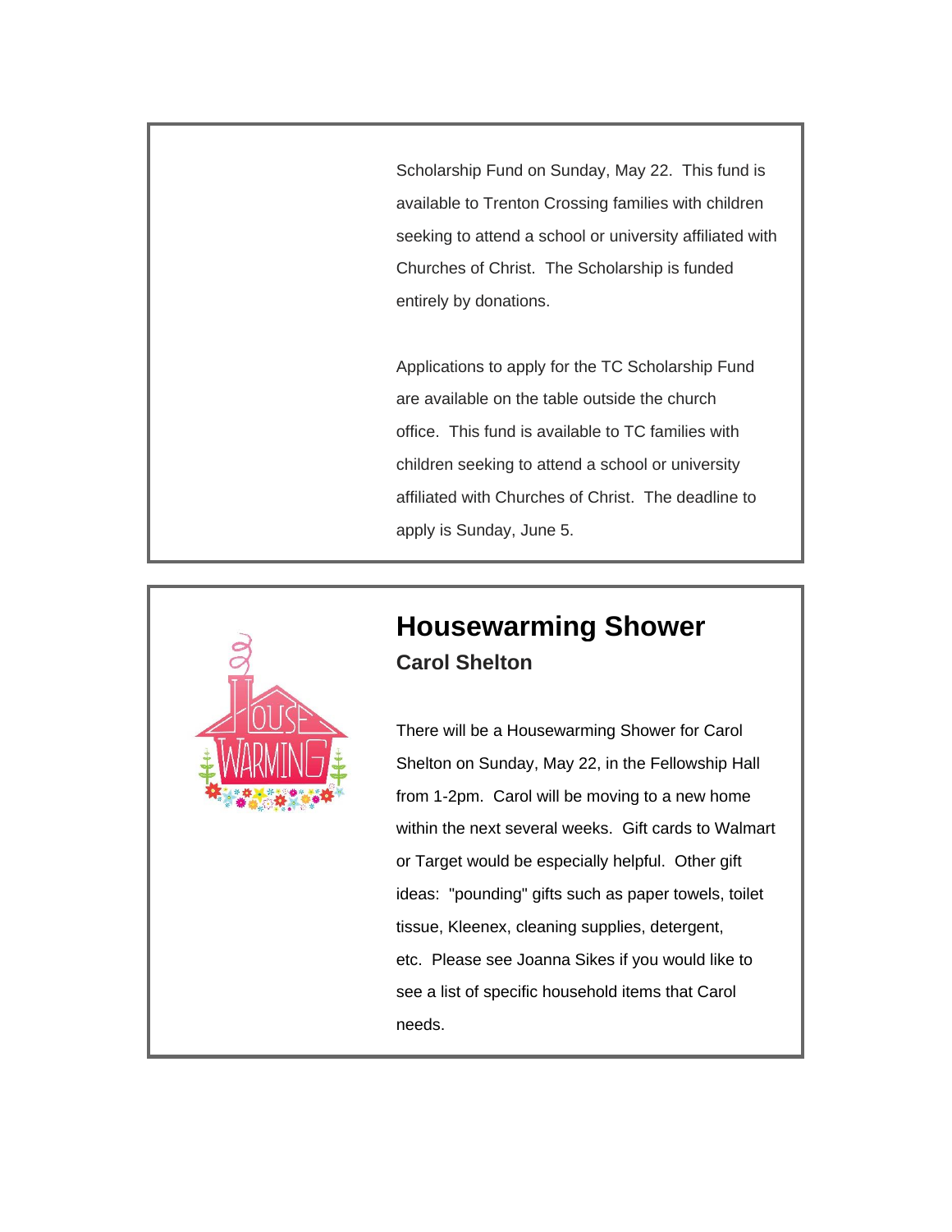Scholarship Fund on Sunday, May 22. This fund is available to Trenton Crossing families with children seeking to attend a school or university affiliated with Churches of Christ. The Scholarship is funded entirely by donations.

Applications to apply for the TC Scholarship Fund are available on the table outside the church office. This fund is available to TC families with children seeking to attend a school or university affiliated with Churches of Christ. The deadline to apply is Sunday, June 5.

## Housewarming Shower

### Carol Shelton

There will be a Housewarming Shower for Carol Shelton on Sunday, May 22, in the Fellowship Hall from 1-2pm. Carol will be moving to a new home within the next several weeks. Gift cards to Walmart or Target would be especially helpful. Other gift ideas: "pounding" gifts such as paper towels, toilet tissue, Kleenex, cleaning supplies, detergent, etc. Please see Joanna Sikes if you would like to see a list of specific household items that Carol needs.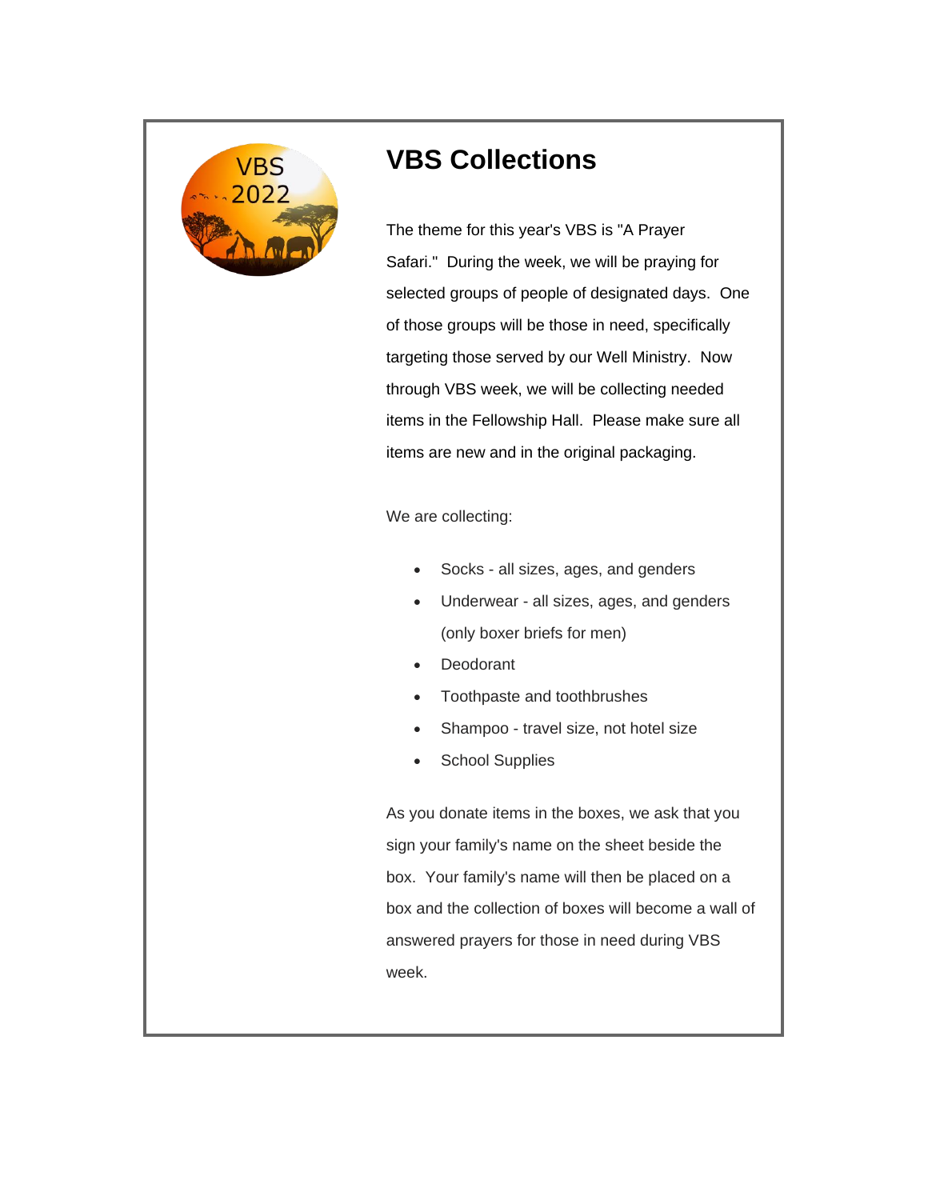# VBS Collections

The theme for this year's VBS is "A Prayer Safari." During the week, we will be praying for selected groups of people of designated days. One of those groups will be those in need, specifically targeting those served by our Well Ministry. Now through VBS week, we will be collecting needed items in the Fellowship Hall. Please make sure all items are new and in the original packaging.

We are collecting:

- Socks - all sizes, ages, and genders
- Underwear - all sizes, ages, and genders (only boxer briefs for men)
- Deodorant
- Toothpaste and toothbrushes
- Shampoo - travel size, not hotel size
- School Supplies

As you donate items in the boxes, we ask that you sign your family's name on the sheet beside the box. Your family's name will then be placed on a box and the collection of boxes will become a wall of answered prayers for those in need during VBS week.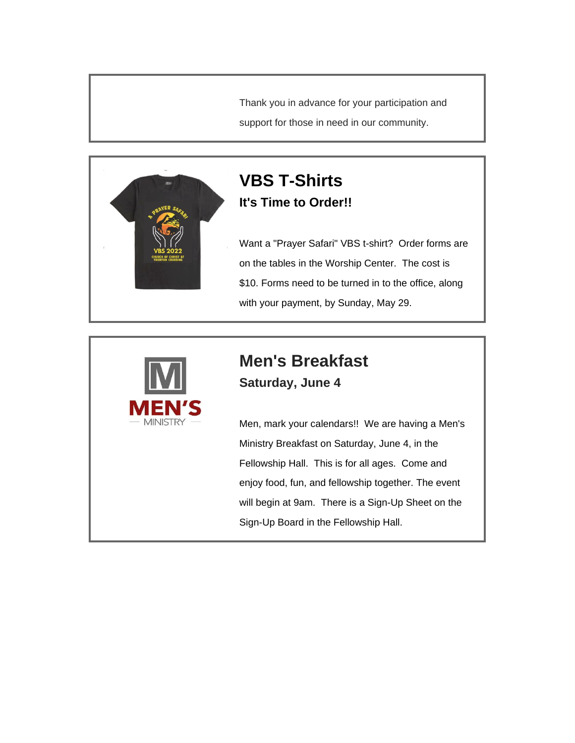Thank you in advance for your participation and support for those in need in our community.

## VBS T-Shirts

### It's Time to Order!!

Want a "Prayer Safari" VBS t-shirt? Order forms are on the tables in the Worship Center. The cost is $10. Forms need to be turned in to the office, along with your payment, by Sunday, May 29.

## Men's Breakfast

### Saturday, June 4

Men, mark your calendars!! We are having a Men's Ministry Breakfast on Saturday, June 4, in the Fellowship Hall. This is for all ages. Come and enjoy food, fun, and fellowship together. The event will begin at 9am. There is a Sign-Up Sheet on the Sign-Up Board in the Fellowship Hall.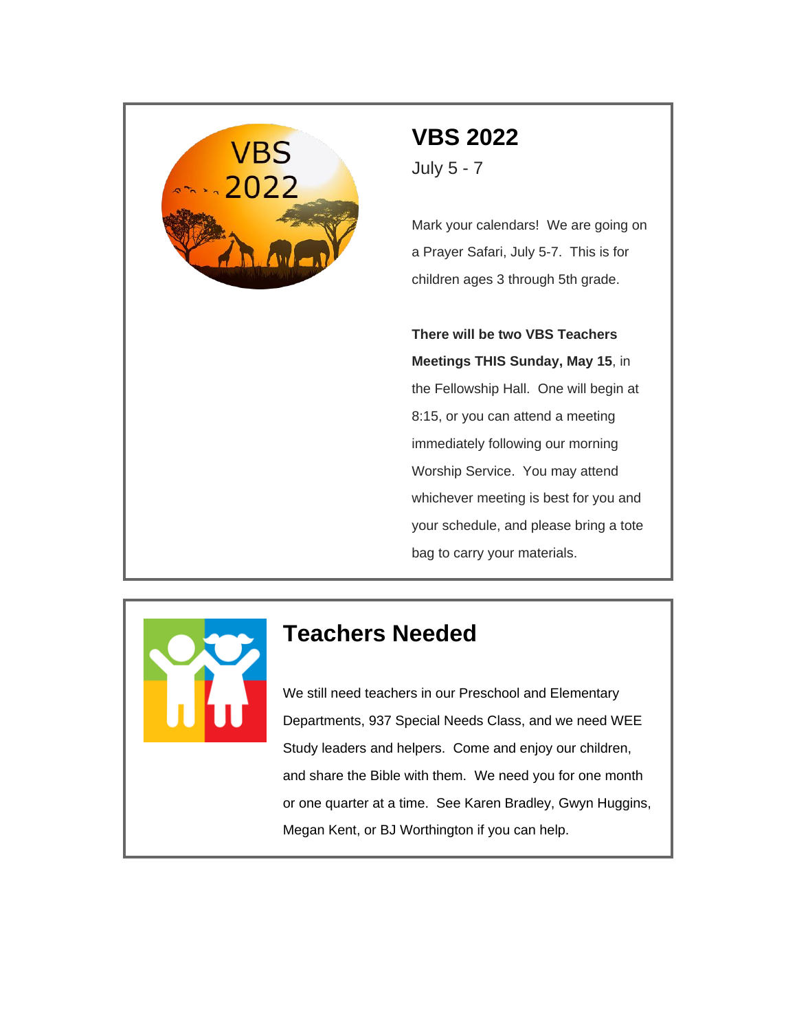## VBS 2022

July 5 - 7

Mark your calendars! We are going on a Prayer Safari, July 5-7. This is for children ages 3 through 5th grade.

**There will be two VBS Teachers Meetings THIS Sunday, May 15**, in the Fellowship Hall. One will begin at 8:15, or you can attend a meeting immediately following our morning Worship Service. You may attend whichever meeting is best for you and your schedule, and please bring a tote bag to carry your materials.

## Teachers Needed

We still need teachers in our Preschool and Elementary Departments, 937 Special Needs Class, and we need WEE Study leaders and helpers. Come and enjoy our children, and share the Bible with them. We need you for one month or one quarter at a time. See Karen Bradley, Gwyn Huggins, Megan Kent, or BJ Worthington if you can help.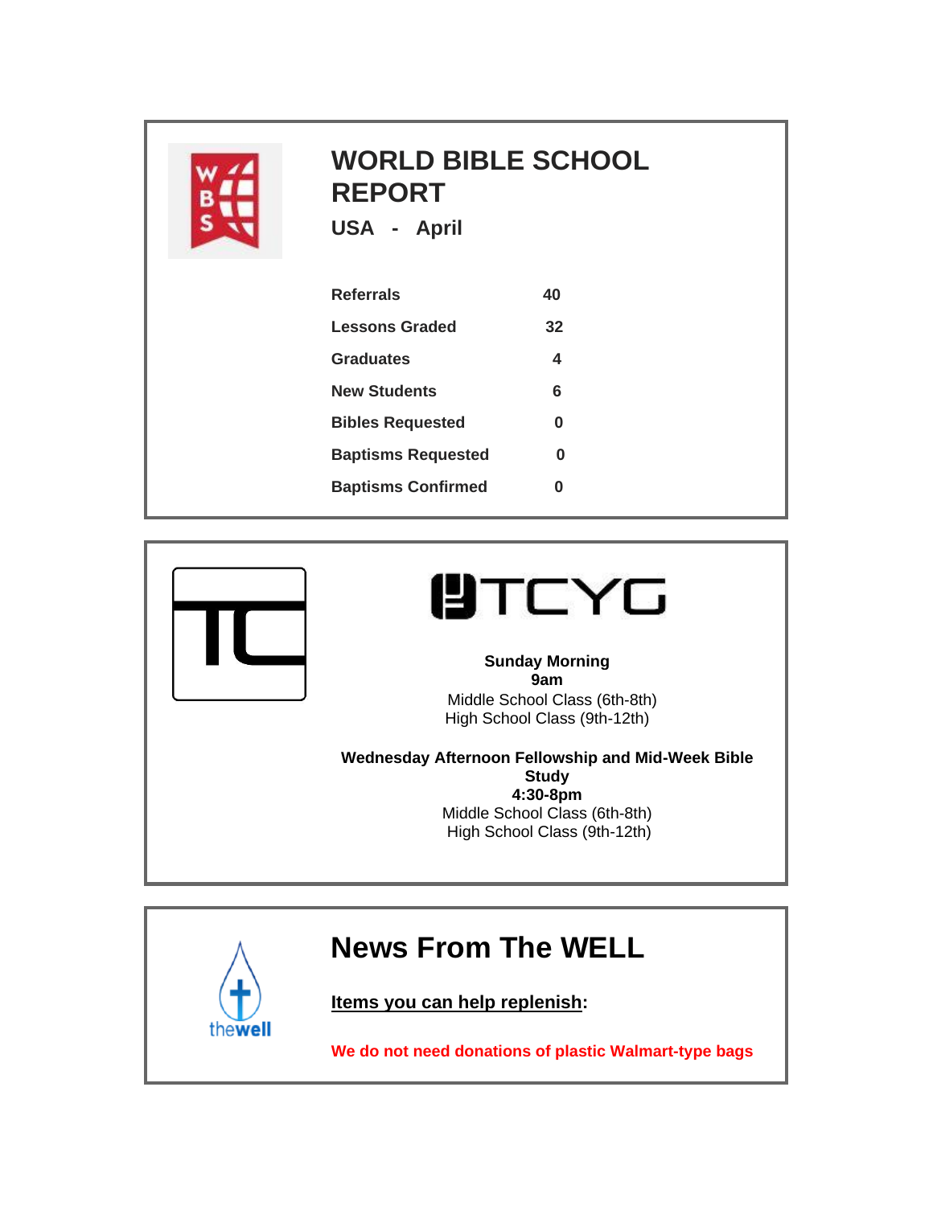## WORLD BIBLE SCHOOL REPORT

### USA - April

| | |
|---|---|
| **Referrals** | **40** |
| **Lessons Graded** | **32** |
| **Graduates** | **4** |
| **New Students** | **6** |
| **Bibles Requested** | **0** |
| **Baptisms Requested** | **0** |
| **Baptisms Confirmed** | **0** |

## TCYG

**Sunday Morning**
**9am**
Middle School Class (6th-8th)
High School Class (9th-12th)

**Wednesday Afternoon Fellowship and Mid-Week Bible Study**
**4:30-8pm**
Middle School Class (6th-8th)
High School Class (9th-12th)

## News From The WELL

**Items you can help replenish:**

**We do not need donations of plastic Walmart-type bags**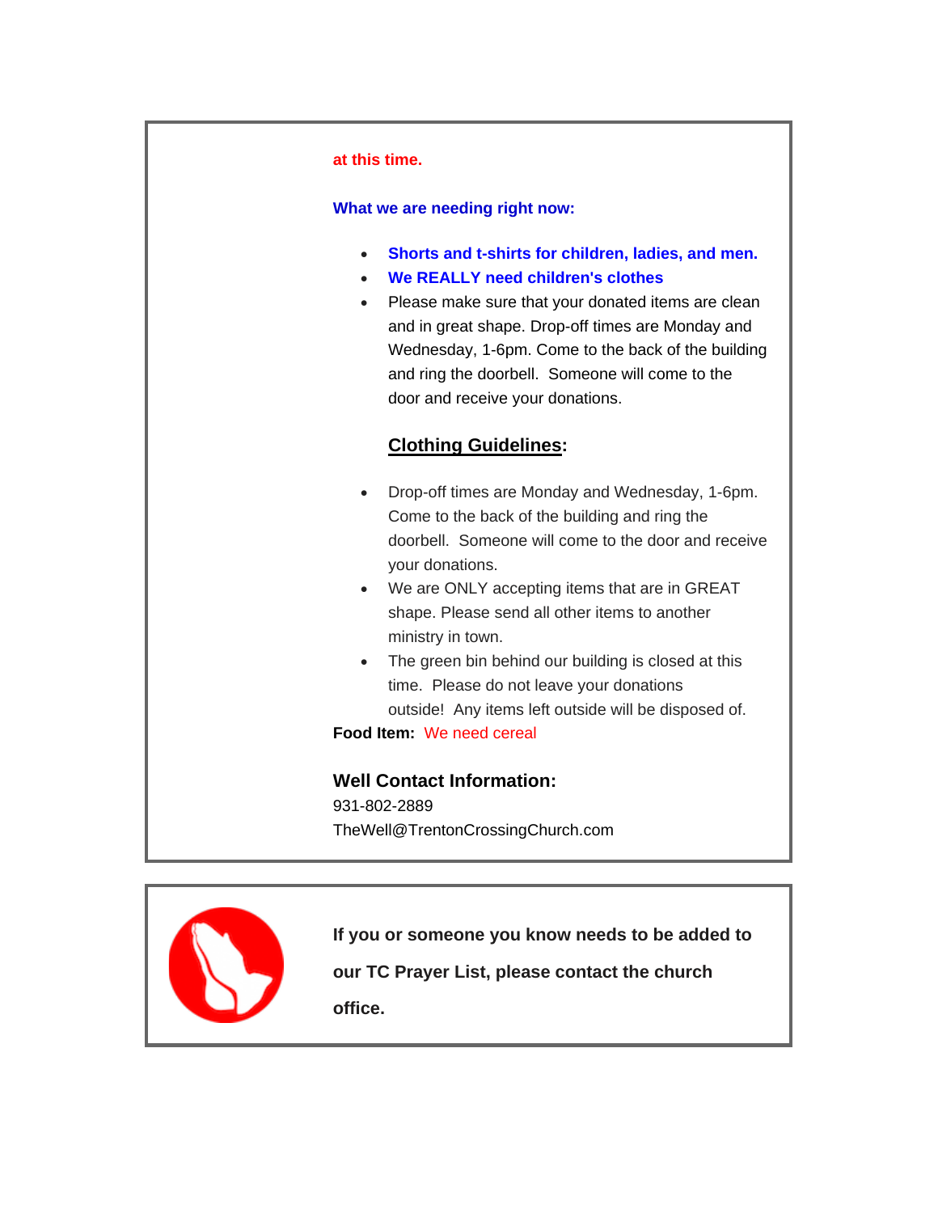**at this time.**

**What we are needing right now:**

- **Shorts and t-shirts for children, ladies, and men.**
- **We REALLY need children's clothes**
- Please make sure that your donated items are clean and in great shape. Drop-off times are Monday and Wednesday, 1-6pm. Come to the back of the building and ring the doorbell. Someone will come to the door and receive your donations.

**Clothing Guidelines:**

- Drop-off times are Monday and Wednesday, 1-6pm. Come to the back of the building and ring the doorbell. Someone will come to the door and receive your donations.
- We are ONLY accepting items that are in GREAT shape. Please send all other items to another ministry in town.
- The green bin behind our building is closed at this time. Please do not leave your donations outside! Any items left outside will be disposed of.

**Food Item:** We need cereal

### Well Contact Information:

931-802-2889
TheWell@TrentonCrossingChurch.com

**If you or someone you know needs to be added to our TC Prayer List, please contact the church office.**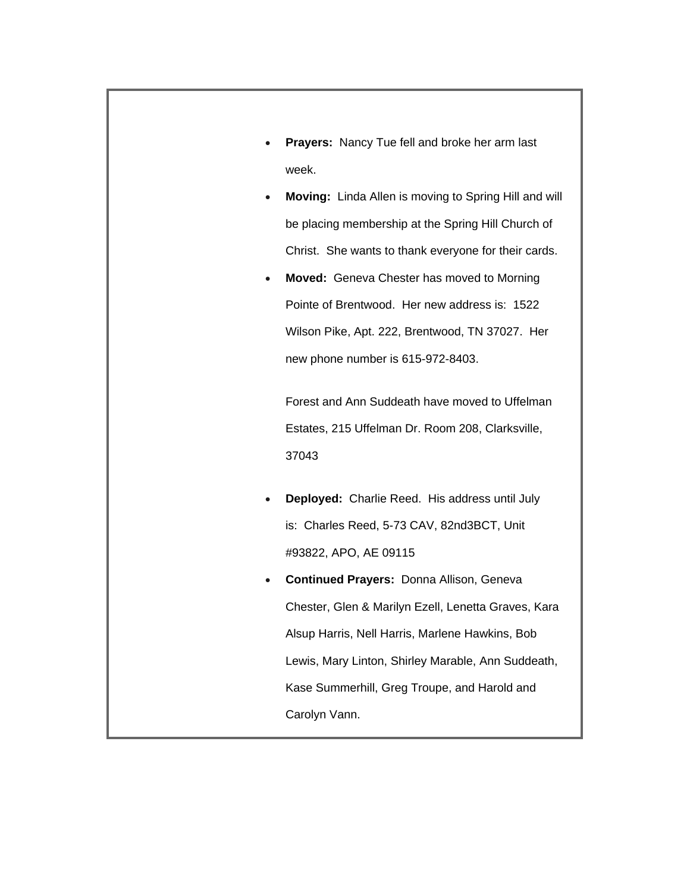- **Prayers:** Nancy Tue fell and broke her arm last week.
- **Moving:** Linda Allen is moving to Spring Hill and will be placing membership at the Spring Hill Church of Christ. She wants to thank everyone for their cards.
- **Moved:** Geneva Chester has moved to Morning Pointe of Brentwood. Her new address is: 1522 Wilson Pike, Apt. 222, Brentwood, TN 37027. Her new phone number is 615-972-8403.

  Forest and Ann Suddeath have moved to Uffelman Estates, 215 Uffelman Dr. Room 208, Clarksville, 37043

- **Deployed:** Charlie Reed. His address until July is: Charles Reed, 5-73 CAV, 82nd3BCT, Unit #93822, APO, AE 09115
- **Continued Prayers:** Donna Allison, Geneva Chester, Glen & Marilyn Ezell, Lenetta Graves, Kara Alsup Harris, Nell Harris, Marlene Hawkins, Bob Lewis, Mary Linton, Shirley Marable, Ann Suddeath, Kase Summerhill, Greg Troupe, and Harold and Carolyn Vann.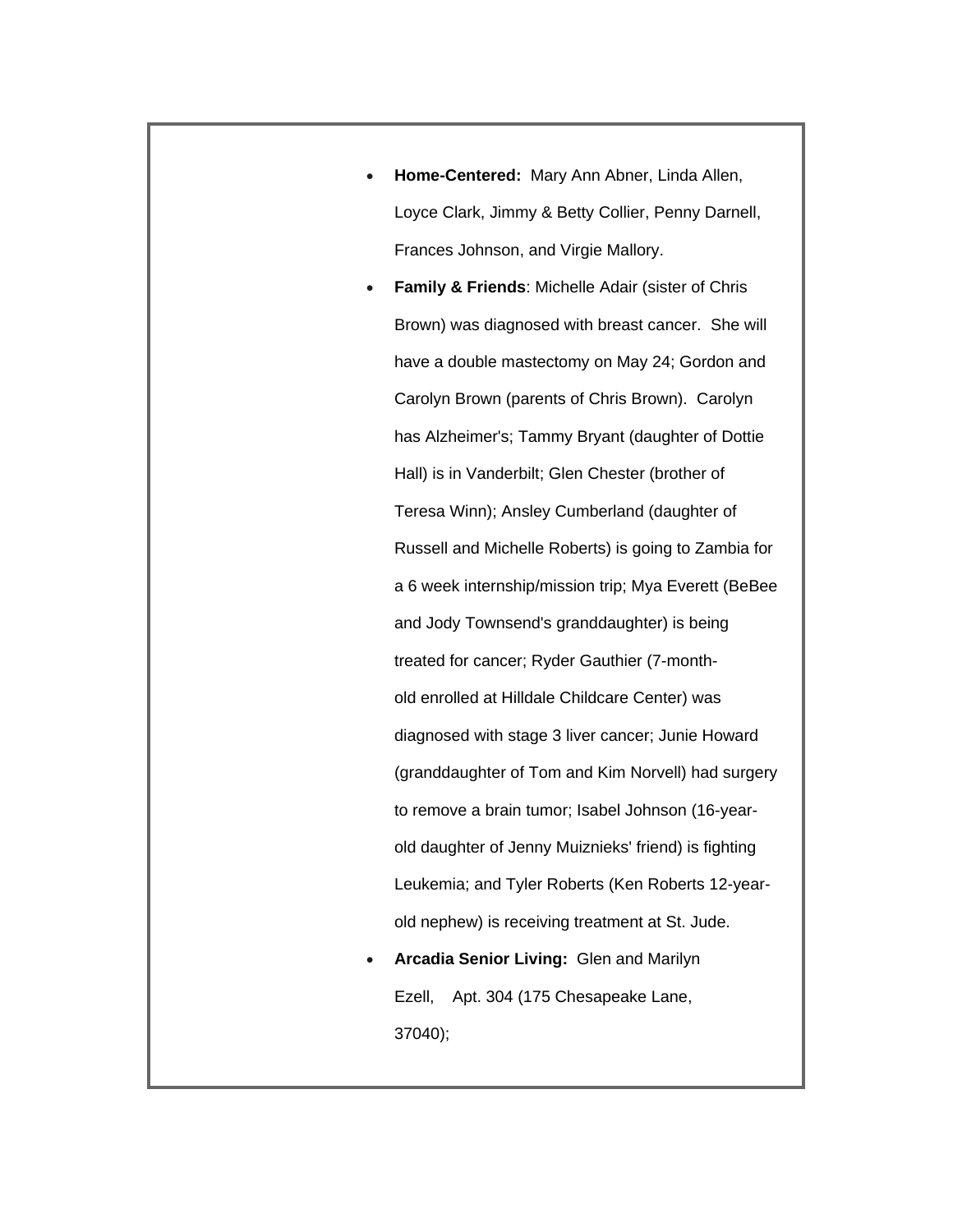- **Home-Centered:** Mary Ann Abner, Linda Allen, Loyce Clark, Jimmy & Betty Collier, Penny Darnell, Frances Johnson, and Virgie Mallory.
- **Family & Friends**: Michelle Adair (sister of Chris Brown) was diagnosed with breast cancer. She will have a double mastectomy on May 24; Gordon and Carolyn Brown (parents of Chris Brown). Carolyn has Alzheimer's; Tammy Bryant (daughter of Dottie Hall) is in Vanderbilt; Glen Chester (brother of Teresa Winn); Ansley Cumberland (daughter of Russell and Michelle Roberts) is going to Zambia for a 6 week internship/mission trip; Mya Everett (BeBee and Jody Townsend's granddaughter) is being treated for cancer; Ryder Gauthier (7-month-old enrolled at Hilldale Childcare Center) was diagnosed with stage 3 liver cancer; Junie Howard (granddaughter of Tom and Kim Norvell) had surgery to remove a brain tumor; Isabel Johnson (16-year-old daughter of Jenny Muiznieks' friend) is fighting Leukemia; and Tyler Roberts (Ken Roberts 12-year-old nephew) is receiving treatment at St. Jude.
- **Arcadia Senior Living:** Glen and Marilyn Ezell, Apt. 304 (175 Chesapeake Lane, 37040);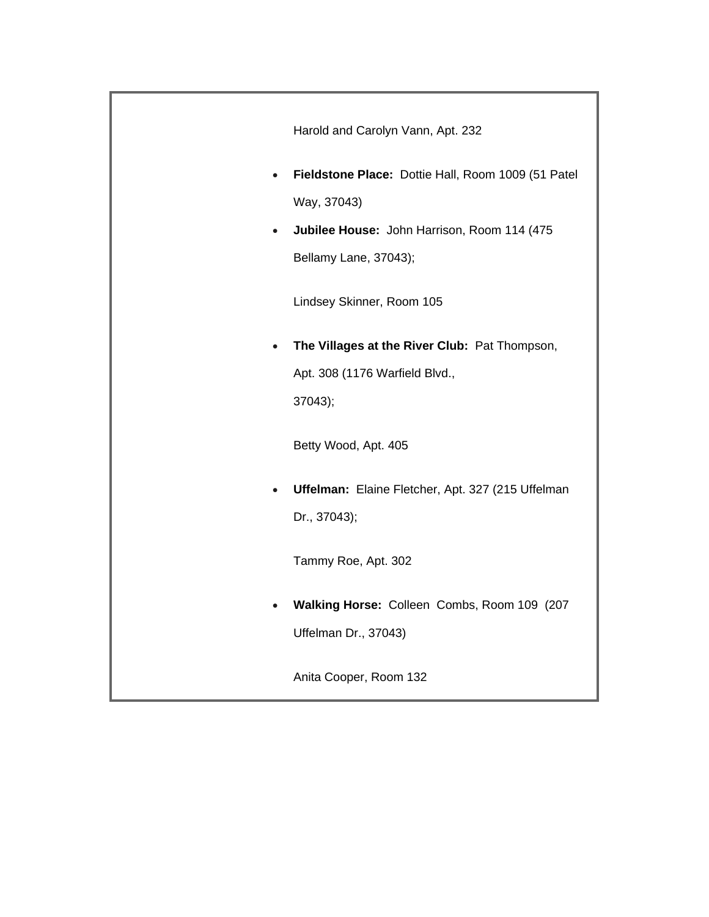Harold and Carolyn Vann, Apt. 232

- **Fieldstone Place:** Dottie Hall, Room 1009 (51 Patel Way, 37043)
- **Jubilee House:** John Harrison, Room 114 (475 Bellamy Lane, 37043);

  Lindsey Skinner, Room 105

- **The Villages at the River Club:** Pat Thompson, Apt. 308 (1176 Warfield Blvd., 37043);

  Betty Wood, Apt. 405

- **Uffelman:** Elaine Fletcher, Apt. 327 (215 Uffelman Dr., 37043);

  Tammy Roe, Apt. 302

- **Walking Horse:** Colleen Combs, Room 109 (207 Uffelman Dr., 37043)

  Anita Cooper, Room 132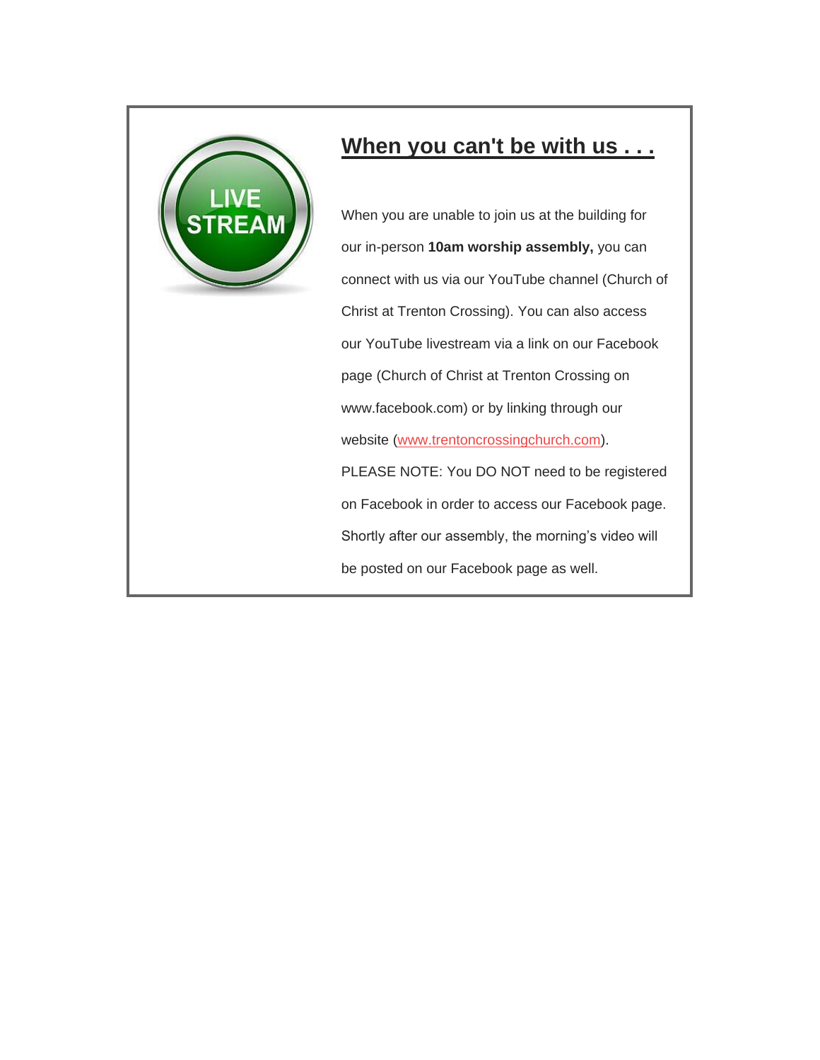## When you can't be with us . . .

When you are unable to join us at the building for our in-person **10am worship assembly,** you can connect with us via our YouTube channel (Church of Christ at Trenton Crossing). You can also access our YouTube livestream via a link on our Facebook page (Church of Christ at Trenton Crossing on www.facebook.com) or by linking through our website (www.trentoncrossingchurch.com). PLEASE NOTE: You DO NOT need to be registered on Facebook in order to access our Facebook page. Shortly after our assembly, the morning's video will be posted on our Facebook page as well.